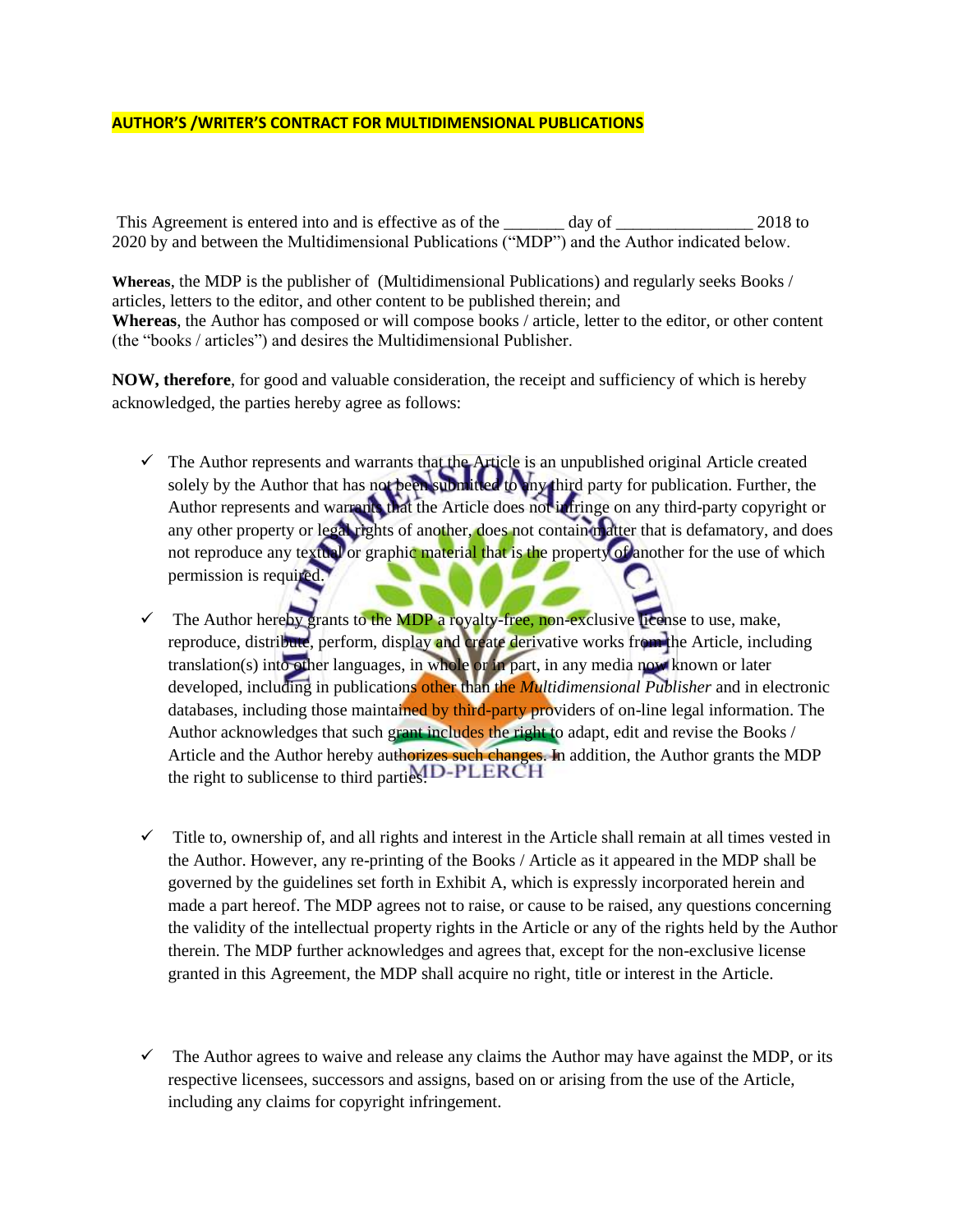**AUTHOR'S /WRITER'S CONTRACT FOR MULTIDIMENSIONAL PUBLICATIONS**

This Agreement is entered into and is effective as of the _______ day of ________________ 2018 to 2020 by and between the Multidimensional Publications ("MDP") and the Author indicated below.

**Whereas**, the MDP is the publisher of (Multidimensional Publications) and regularly seeks Books / articles, letters to the editor, and other content to be published therein; and
**Whereas**, the Author has composed or will compose books / article, letter to the editor, or other content (the "books / articles") and desires the Multidimensional Publisher.

**NOW, therefore**, for good and valuable consideration, the receipt and sufficiency of which is hereby acknowledged, the parties hereby agree as follows:

- ✓ The Author represents and warrants that the Article is an unpublished original Article created solely by the Author that has not been submitted to any third party for publication. Further, the Author represents and warrants that the Article does not infringe on any third-party copyright or any other property or legal rights of another, does not contain matter that is defamatory, and does not reproduce any textual or graphic material that is the property of another for the use of which permission is required.

- ✓ The Author hereby grants to the MDP a royalty-free, non-exclusive license to use, make, reproduce, distribute, perform, display and create derivative works from the Article, including translation(s) into other languages, in whole or in part, in any media now known or later developed, including in publications other than the *Multidimensional Publisher* and in electronic databases, including those maintained by third-party providers of on-line legal information. The Author acknowledges that such grant includes the right to adapt, edit and revise the Books / Article and the Author hereby authorizes such changes. In addition, the Author grants the MDP the right to sublicense to third parties.

- ✓ Title to, ownership of, and all rights and interest in the Article shall remain at all times vested in the Author. However, any re-printing of the Books / Article as it appeared in the MDP shall be governed by the guidelines set forth in Exhibit A, which is expressly incorporated herein and made a part hereof. The MDP agrees not to raise, or cause to be raised, any questions concerning the validity of the intellectual property rights in the Article or any of the rights held by the Author therein. The MDP further acknowledges and agrees that, except for the non-exclusive license granted in this Agreement, the MDP shall acquire no right, title or interest in the Article.

- ✓ The Author agrees to waive and release any claims the Author may have against the MDP, or its respective licensees, successors and assigns, based on or arising from the use of the Article, including any claims for copyright infringement.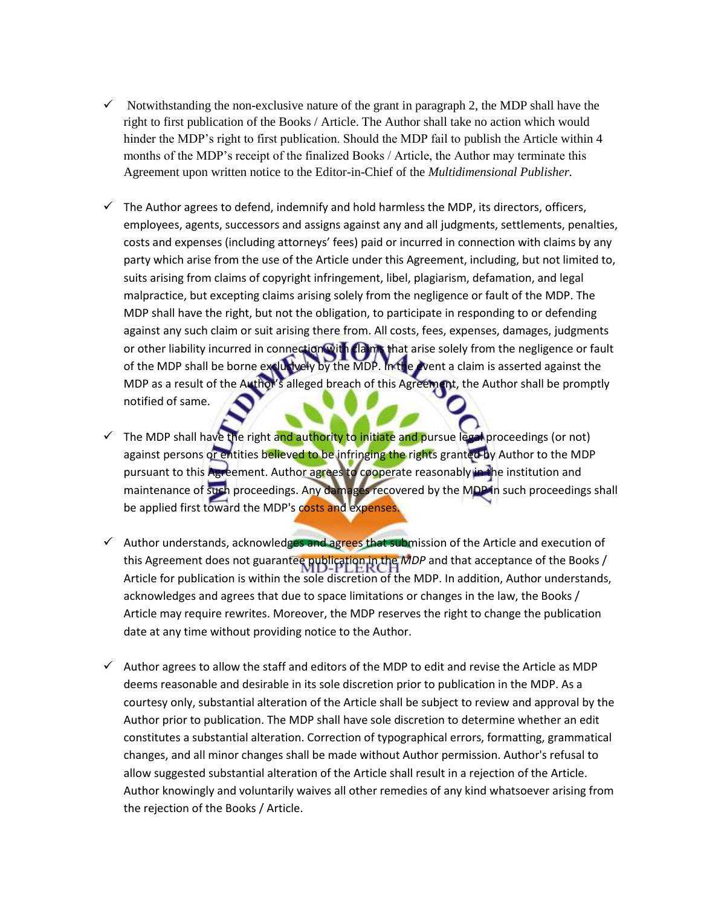- ✓ Notwithstanding the non-exclusive nature of the grant in paragraph 2, the MDP shall have the right to first publication of the Books / Article. The Author shall take no action which would hinder the MDP's right to first publication. Should the MDP fail to publish the Article within 4 months of the MDP's receipt of the finalized Books / Article, the Author may terminate this Agreement upon written notice to the Editor-in-Chief of the *Multidimensional Publisher.*

- ✓ The Author agrees to defend, indemnify and hold harmless the MDP, its directors, officers, employees, agents, successors and assigns against any and all judgments, settlements, penalties, costs and expenses (including attorneys' fees) paid or incurred in connection with claims by any party which arise from the use of the Article under this Agreement, including, but not limited to, suits arising from claims of copyright infringement, libel, plagiarism, defamation, and legal malpractice, but excepting claims arising solely from the negligence or fault of the MDP. The MDP shall have the right, but not the obligation, to participate in responding to or defending against any such claim or suit arising there from. All costs, fees, expenses, damages, judgments or other liability incurred in connection with claims that arise solely from the negligence or fault of the MDP shall be borne exclusively by the MDP. In the event a claim is asserted against the MDP as a result of the Author's alleged breach of this Agreement, the Author shall be promptly notified of same.

- ✓ The MDP shall have the right and authority to initiate and pursue legal proceedings (or not) against persons or entities believed to be infringing the rights granted by Author to the MDP pursuant to this Agreement. Author agrees to cooperate reasonably in the institution and maintenance of such proceedings. Any damages recovered by the MDP in such proceedings shall be applied first toward the MDP's costs and expenses.

- ✓ Author understands, acknowledges and agrees that submission of the Article and execution of this Agreement does not guarantee publication in the *MDP* and that acceptance of the Books / Article for publication is within the sole discretion of the MDP. In addition, Author understands, acknowledges and agrees that due to space limitations or changes in the law, the Books / Article may require rewrites. Moreover, the MDP reserves the right to change the publication date at any time without providing notice to the Author.

- ✓ Author agrees to allow the staff and editors of the MDP to edit and revise the Article as MDP deems reasonable and desirable in its sole discretion prior to publication in the MDP. As a courtesy only, substantial alteration of the Article shall be subject to review and approval by the Author prior to publication. The MDP shall have sole discretion to determine whether an edit constitutes a substantial alteration. Correction of typographical errors, formatting, grammatical changes, and all minor changes shall be made without Author permission. Author's refusal to allow suggested substantial alteration of the Article shall result in a rejection of the Article. Author knowingly and voluntarily waives all other remedies of any kind whatsoever arising from the rejection of the Books / Article.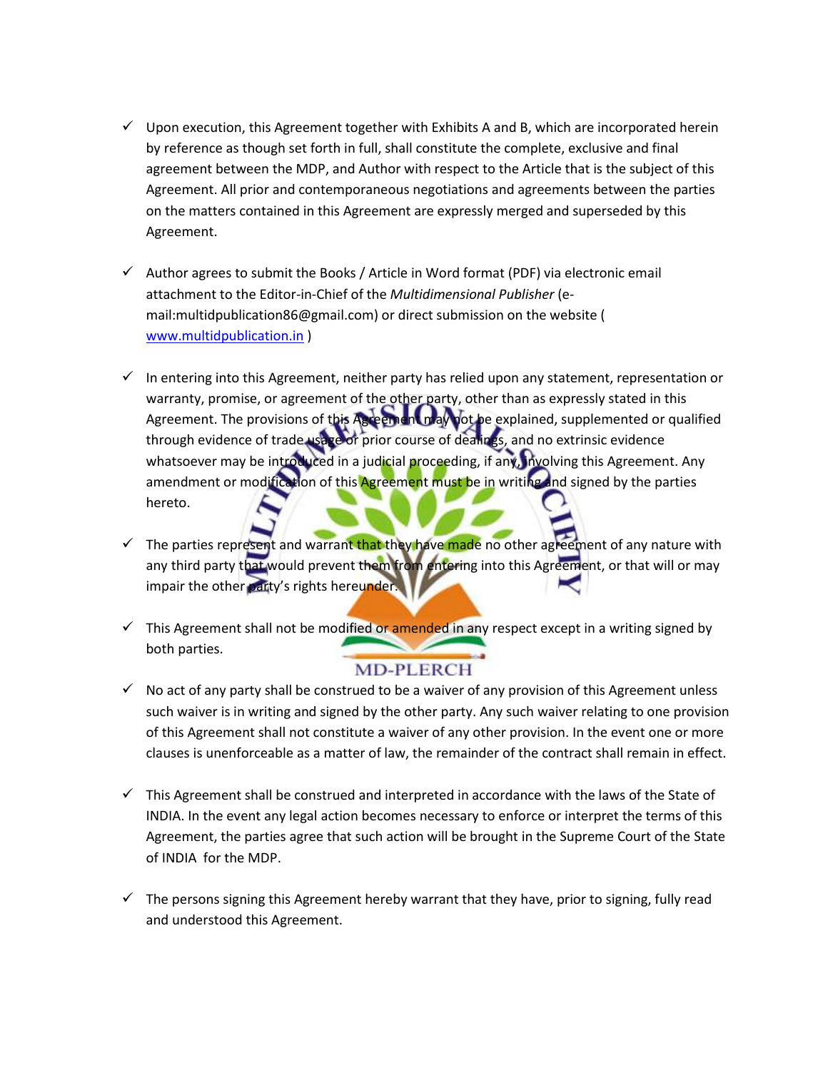- ✓ Upon execution, this Agreement together with Exhibits A and B, which are incorporated herein by reference as though set forth in full, shall constitute the complete, exclusive and final agreement between the MDP, and Author with respect to the Article that is the subject of this Agreement. All prior and contemporaneous negotiations and agreements between the parties on the matters contained in this Agreement are expressly merged and superseded by this Agreement.

- ✓ Author agrees to submit the Books / Article in Word format (PDF) via electronic email attachment to the Editor-in-Chief of the *Multidimensional Publisher* (e-mail:multidpublication86@gmail.com) or direct submission on the website ( www.multidpublication.in )

- ✓ In entering into this Agreement, neither party has relied upon any statement, representation or warranty, promise, or agreement of the other party, other than as expressly stated in this Agreement. The provisions of this Agreement may not be explained, supplemented or qualified through evidence of trade usage or prior course of dealings, and no extrinsic evidence whatsoever may be introduced in a judicial proceeding, if any, involving this Agreement. Any amendment or modification of this Agreement must be in writing and signed by the parties hereto.

- ✓ The parties represent and warrant that they have made no other agreement of any nature with any third party that would prevent them from entering into this Agreement, or that will or may impair the other party's rights hereunder.

- ✓ This Agreement shall not be modified or amended in any respect except in a writing signed by both parties.

- ✓ No act of any party shall be construed to be a waiver of any provision of this Agreement unless such waiver is in writing and signed by the other party. Any such waiver relating to one provision of this Agreement shall not constitute a waiver of any other provision. In the event one or more clauses is unenforceable as a matter of law, the remainder of the contract shall remain in effect.

- ✓ This Agreement shall be construed and interpreted in accordance with the laws of the State of INDIA. In the event any legal action becomes necessary to enforce or interpret the terms of this Agreement, the parties agree that such action will be brought in the Supreme Court of the State of INDIA for the MDP.

- ✓ The persons signing this Agreement hereby warrant that they have, prior to signing, fully read and understood this Agreement.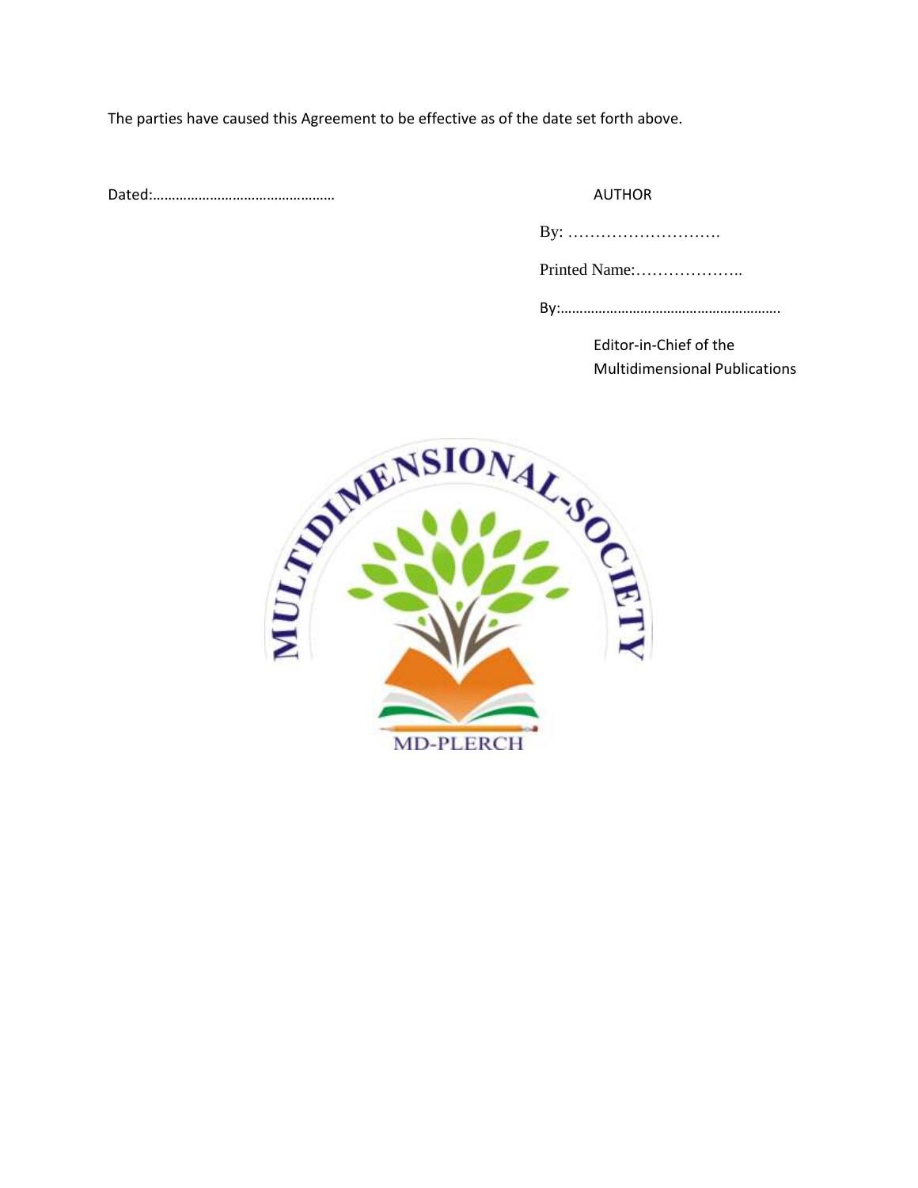The parties have caused this Agreement to be effective as of the date set forth above.

Dated:…………………………………………

AUTHOR

By: ……………………….

Printed Name:………………..

By:………………………………………………….

Editor-in-Chief of the
Multidimensional Publications

MULTIDIMENSIONAL-SOCIETY

MD-PLERCH